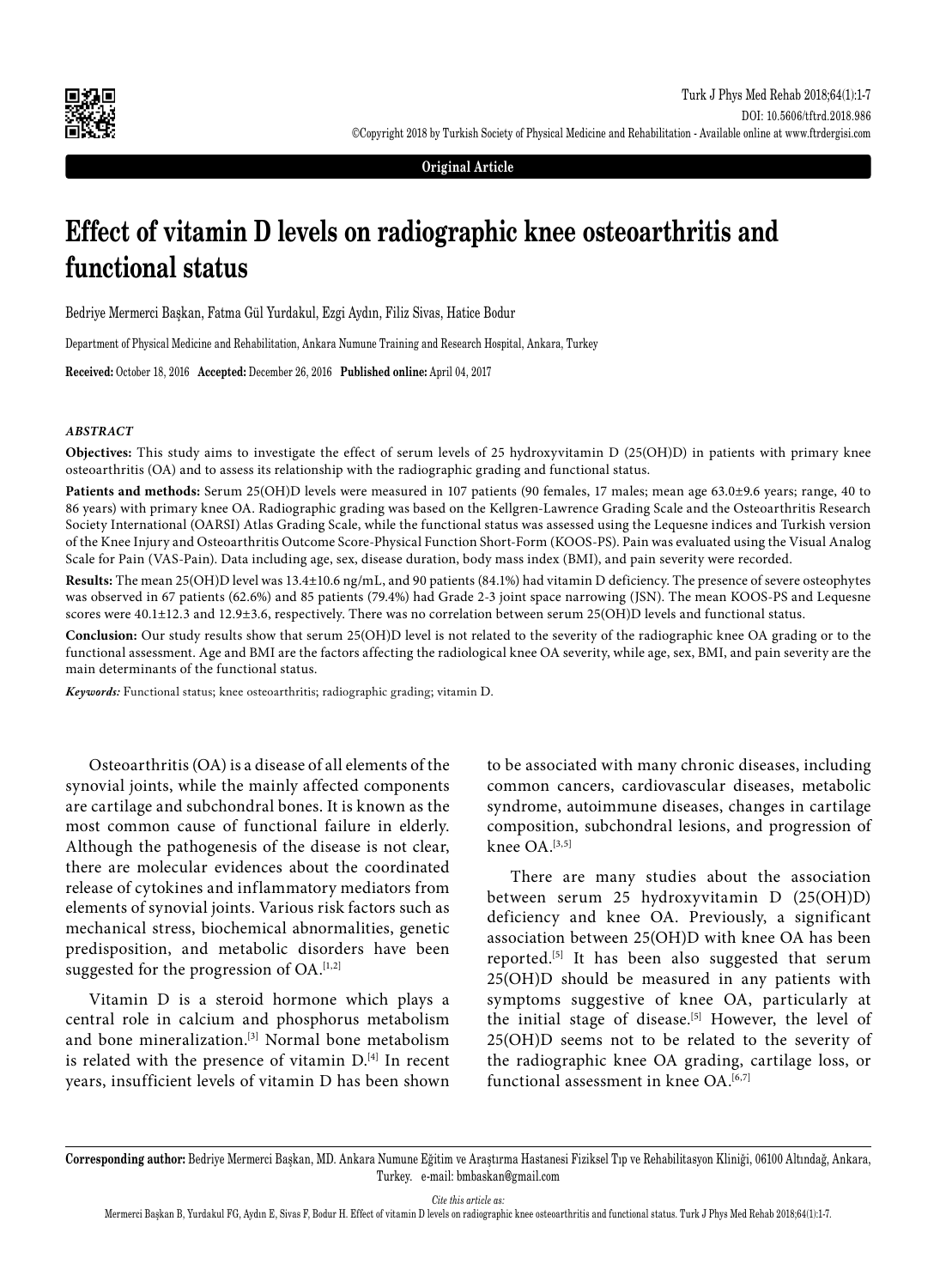Original Article

# Effect of vitamin D levels on radiographic knee osteoarthritis and functional status

Bedriye Mermerci Başkan, Fatma Gül Yurdakul, Ezgi Aydın, Filiz Sivas, Hatice Bodur

Department of Physical Medicine and Rehabilitation, Ankara Numune Training and Research Hospital, Ankara, Turkey

**Received:** October 18, 2016 **Accepted:** December 26, 2016 **Published online:** April 04, 2017

### *ABSTRACT*

**Objectives:** This study aims to investigate the effect of serum levels of 25 hydroxyvitamin D (25(OH)D) in patients with primary knee osteoarthritis (OA) and to assess its relationship with the radiographic grading and functional status.

**Patients and methods:** Serum 25(OH)D levels were measured in 107 patients (90 females, 17 males; mean age 63.0±9.6 years; range, 40 to 86 years) with primary knee OA. Radiographic grading was based on the Kellgren-Lawrence Grading Scale and the Osteoarthritis Research Society International (OARSI) Atlas Grading Scale, while the functional status was assessed using the Lequesne indices and Turkish version of the Knee Injury and Osteoarthritis Outcome Score-Physical Function Short-Form (KOOS-PS). Pain was evaluated using the Visual Analog Scale for Pain (VAS-Pain). Data including age, sex, disease duration, body mass index (BMI), and pain severity were recorded.

**Results:** The mean 25(OH)D level was 13.4±10.6 ng/mL, and 90 patients (84.1%) had vitamin D deficiency. The presence of severe osteophytes was observed in 67 patients (62.6%) and 85 patients (79.4%) had Grade 2-3 joint space narrowing (JSN). The mean KOOS-PS and Lequesne scores were 40.1±12.3 and 12.9±3.6, respectively. There was no correlation between serum 25(OH)D levels and functional status.

**Conclusion:** Our study results show that serum 25(OH)D level is not related to the severity of the radiographic knee OA grading or to the functional assessment. Age and BMI are the factors affecting the radiological knee OA severity, while age, sex, BMI, and pain severity are the main determinants of the functional status.

***Keywords:*** Functional status; knee osteoarthritis; radiographic grading; vitamin D.

Osteoarthritis (OA) is a disease of all elements of the synovial joints, while the mainly affected components are cartilage and subchondral bones. It is known as the most common cause of functional failure in elderly. Although the pathogenesis of the disease is not clear, there are molecular evidences about the coordinated release of cytokines and inflammatory mediators from elements of synovial joints. Various risk factors such as mechanical stress, biochemical abnormalities, genetic predisposition, and metabolic disorders have been suggested for the progression of OA.[1,2]

Vitamin D is a steroid hormone which plays a central role in calcium and phosphorus metabolism and bone mineralization.[3] Normal bone metabolism is related with the presence of vitamin D.[4] In recent years, insufficient levels of vitamin D has been shown to be associated with many chronic diseases, including common cancers, cardiovascular diseases, metabolic syndrome, autoimmune diseases, changes in cartilage composition, subchondral lesions, and progression of knee OA.[3,5]

There are many studies about the association between serum 25 hydroxyvitamin D (25(OH)D) deficiency and knee OA. Previously, a significant association between 25(OH)D with knee OA has been reported.[5] It has been also suggested that serum 25(OH)D should be measured in any patients with symptoms suggestive of knee OA, particularly at the initial stage of disease.[5] However, the level of 25(OH)D seems not to be related to the severity of the radiographic knee OA grading, cartilage loss, or functional assessment in knee OA.[6,7]

**Corresponding author:** Bedriye Mermerci Başkan, MD. Ankara Numune Eğitim ve Araştırma Hastanesi Fiziksel Tıp ve Rehabilitasyon Kliniği, 06100 Altındağ, Ankara, Turkey. e-mail: bmbaskan@gmail.com

*Cite this article as:*
Mermerci Başkan B, Yurdakul FG, Aydın E, Sivas F, Bodur H. Effect of vitamin D levels on radiographic knee osteoarthritis and functional status. Turk J Phys Med Rehab 2018;64(1):1-7.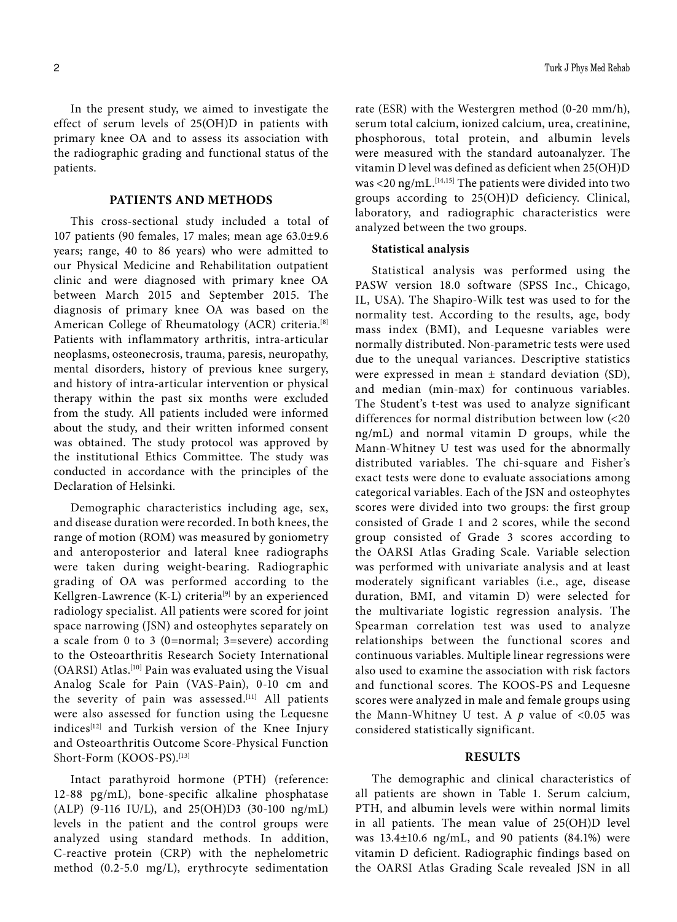In the present study, we aimed to investigate the effect of serum levels of 25(OH)D in patients with primary knee OA and to assess its association with the radiographic grading and functional status of the patients.

## PATIENTS AND METHODS

This cross-sectional study included a total of 107 patients (90 females, 17 males; mean age 63.0±9.6 years; range, 40 to 86 years) who were admitted to our Physical Medicine and Rehabilitation outpatient clinic and were diagnosed with primary knee OA between March 2015 and September 2015. The diagnosis of primary knee OA was based on the American College of Rheumatology (ACR) criteria.[8] Patients with inflammatory arthritis, intra-articular neoplasms, osteonecrosis, trauma, paresis, neuropathy, mental disorders, history of previous knee surgery, and history of intra-articular intervention or physical therapy within the past six months were excluded from the study. All patients included were informed about the study, and their written informed consent was obtained. The study protocol was approved by the institutional Ethics Committee. The study was conducted in accordance with the principles of the Declaration of Helsinki.

Demographic characteristics including age, sex, and disease duration were recorded. In both knees, the range of motion (ROM) was measured by goniometry and anteroposterior and lateral knee radiographs were taken during weight-bearing. Radiographic grading of OA was performed according to the Kellgren-Lawrence (K-L) criteria[9] by an experienced radiology specialist. All patients were scored for joint space narrowing (JSN) and osteophytes separately on a scale from 0 to 3 (0=normal; 3=severe) according to the Osteoarthritis Research Society International (OARSI) Atlas.[10] Pain was evaluated using the Visual Analog Scale for Pain (VAS-Pain), 0-10 cm and the severity of pain was assessed.[11] All patients were also assessed for function using the Lequesne indices[12] and Turkish version of the Knee Injury and Osteoarthritis Outcome Score-Physical Function Short-Form (KOOS-PS).[13]

Intact parathyroid hormone (PTH) (reference: 12-88 pg/mL), bone-specific alkaline phosphatase (ALP) (9-116 IU/L), and 25(OH)D3 (30-100 ng/mL) levels in the patient and the control groups were analyzed using standard methods. In addition, C-reactive protein (CRP) with the nephelometric method (0.2-5.0 mg/L), erythrocyte sedimentation rate (ESR) with the Westergren method (0-20 mm/h), serum total calcium, ionized calcium, urea, creatinine, phosphorous, total protein, and albumin levels were measured with the standard autoanalyzer. The vitamin D level was defined as deficient when 25(OH)D was <20 ng/mL.[14,15] The patients were divided into two groups according to 25(OH)D deficiency. Clinical, laboratory, and radiographic characteristics were analyzed between the two groups.

### Statistical analysis

Statistical analysis was performed using the PASW version 18.0 software (SPSS Inc., Chicago, IL, USA). The Shapiro-Wilk test was used to for the normality test. According to the results, age, body mass index (BMI), and Lequesne variables were normally distributed. Non-parametric tests were used due to the unequal variances. Descriptive statistics were expressed in mean ± standard deviation (SD), and median (min-max) for continuous variables. The Student's t-test was used to analyze significant differences for normal distribution between low (<20 ng/mL) and normal vitamin D groups, while the Mann-Whitney U test was used for the abnormally distributed variables. The chi-square and Fisher's exact tests were done to evaluate associations among categorical variables. Each of the JSN and osteophytes scores were divided into two groups: the first group consisted of Grade 1 and 2 scores, while the second group consisted of Grade 3 scores according to the OARSI Atlas Grading Scale. Variable selection was performed with univariate analysis and at least moderately significant variables (i.e., age, disease duration, BMI, and vitamin D) were selected for the multivariate logistic regression analysis. The Spearman correlation test was used to analyze relationships between the functional scores and continuous variables. Multiple linear regressions were also used to examine the association with risk factors and functional scores. The KOOS-PS and Lequesne scores were analyzed in male and female groups using the Mann-Whitney U test. A $p$ value of <0.05 was considered statistically significant.

## RESULTS

The demographic and clinical characteristics of all patients are shown in Table 1. Serum calcium, PTH, and albumin levels were within normal limits in all patients. The mean value of 25(OH)D level was 13.4±10.6 ng/mL, and 90 patients (84.1%) were vitamin D deficient. Radiographic findings based on the OARSI Atlas Grading Scale revealed JSN in all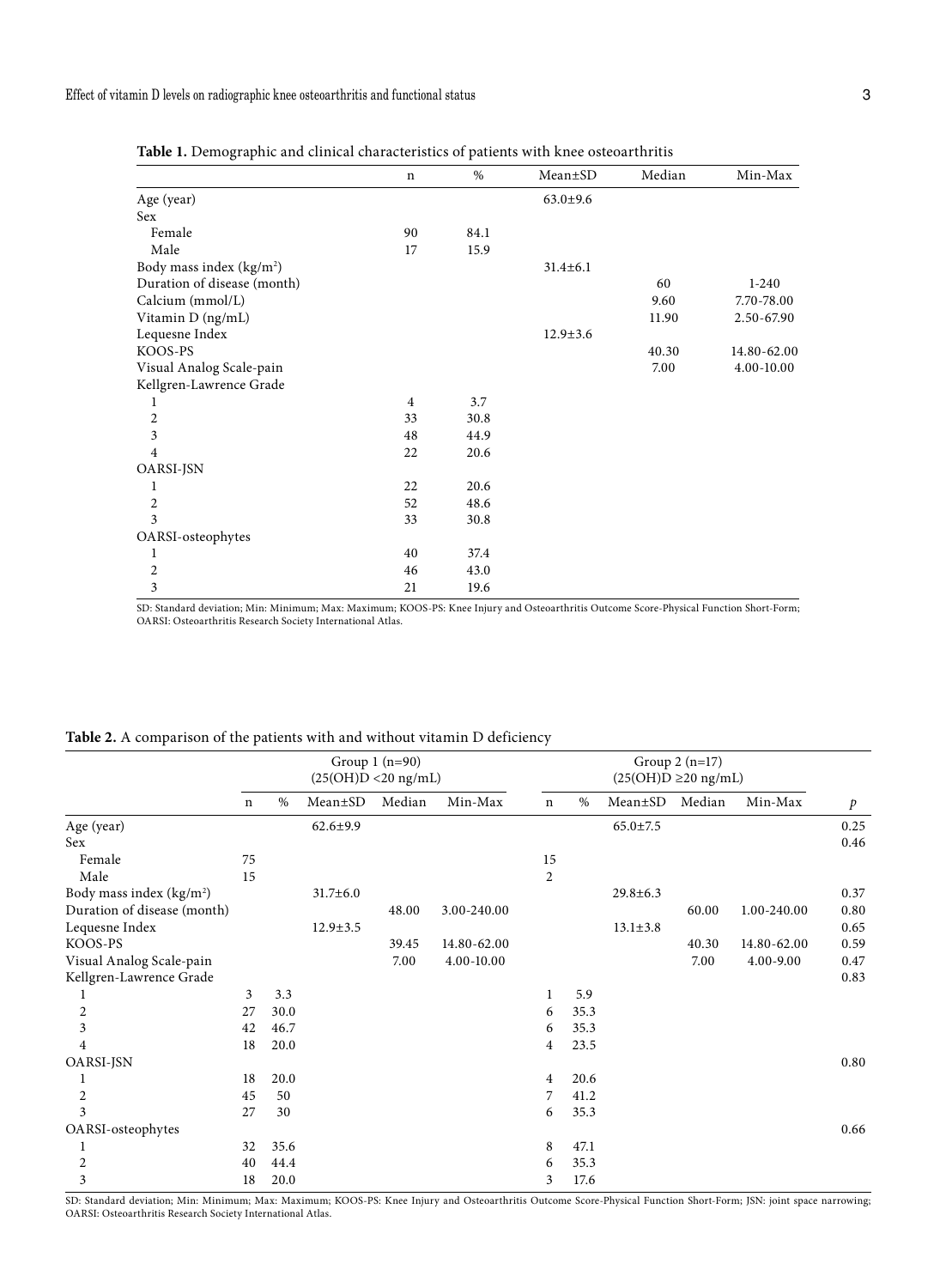**Table 1.** Demographic and clinical characteristics of patients with knee osteoarthritis

| | n | % | Mean±SD | Median | Min-Max |
|---|---|---|---|---|---|
| Age (year) | | | 63.0±9.6 | | |
| Sex | | | | | |
| Female | 90 | 84.1 | | | |
| Male | 17 | 15.9 | | | |
| Body mass index (kg/m$^2$) | | | 31.4±6.1 | | |
| Duration of disease (month) | | | | 60 | 1-240 |
| Calcium (mmol/L) | | | | 9.60 | 7.70-78.00 |
| Vitamin D (ng/mL) | | | | 11.90 | 2.50-67.90 |
| Lequesne Index | | | 12.9±3.6 | | |
| KOOS-PS | | | | 40.30 | 14.80-62.00 |
| Visual Analog Scale-pain | | | | 7.00 | 4.00-10.00 |
| Kellgren-Lawrence Grade | | | | | |
| 1 | 4 | 3.7 | | | |
| 2 | 33 | 30.8 | | | |
| 3 | 48 | 44.9 | | | |
| 4 | 22 | 20.6 | | | |
| OARSI-JSN | | | | | |
| 1 | 22 | 20.6 | | | |
| 2 | 52 | 48.6 | | | |
| 3 | 33 | 30.8 | | | |
| OARSI-osteophytes | | | | | |
| 1 | 40 | 37.4 | | | |
| 2 | 46 | 43.0 | | | |
| 3 | 21 | 19.6 | | | |

SD: Standard deviation; Min: Minimum; Max: Maximum; KOOS-PS: Knee Injury and Osteoarthritis Outcome Score-Physical Function Short-Form; OARSI: Osteoarthritis Research Society International Atlas.

**Table 2.** A comparison of the patients with and without vitamin D deficiency

| | Group 1 (n=90) (25(OH)D <20 ng/mL) | | | | | Group 2 (n=17) (25(OH)D ≥20 ng/mL) | | | | | |
|---|---|---|---|---|---|---|---|---|---|---|---|
| | n | % | Mean±SD | Median | Min-Max | n | % | Mean±SD | Median | Min-Max | *p* |
| Age (year) | | | 62.6±9.9 | | | | | 65.0±7.5 | | | 0.25 |
| Sex | | | | | | | | | | | 0.46 |
| Female | 75 | | | | | 15 | | | | | |
| Male | 15 | | | | | 2 | | | | | |
| Body mass index (kg/m$^2$) | | | 31.7±6.0 | | | | | 29.8±6.3 | | | 0.37 |
| Duration of disease (month) | | | | 48.00 | 3.00-240.00 | | | | 60.00 | 1.00-240.00 | 0.80 |
| Lequesne Index | | | 12.9±3.5 | | | | | 13.1±3.8 | | | 0.65 |
| KOOS-PS | | | | 39.45 | 14.80-62.00 | | | | 40.30 | 14.80-62.00 | 0.59 |
| Visual Analog Scale-pain | | | | 7.00 | 4.00-10.00 | | | | 7.00 | 4.00-9.00 | 0.47 |
| Kellgren-Lawrence Grade | | | | | | | | | | | 0.83 |
| 1 | 3 | 3.3 | | | | 1 | 5.9 | | | | |
| 2 | 27 | 30.0 | | | | 6 | 35.3 | | | | |
| 3 | 42 | 46.7 | | | | 6 | 35.3 | | | | |
| 4 | 18 | 20.0 | | | | 4 | 23.5 | | | | |
| OARSI-JSN | | | | | | | | | | | 0.80 |
| 1 | 18 | 20.0 | | | | 4 | 20.6 | | | | |
| 2 | 45 | 50 | | | | 7 | 41.2 | | | | |
| 3 | 27 | 30 | | | | 6 | 35.3 | | | | |
| OARSI-osteophytes | | | | | | | | | | | 0.66 |
| 1 | 32 | 35.6 | | | | 8 | 47.1 | | | | |
| 2 | 40 | 44.4 | | | | 6 | 35.3 | | | | |
| 3 | 18 | 20.0 | | | | 3 | 17.6 | | | | |

SD: Standard deviation; Min: Minimum; Max: Maximum; KOOS-PS: Knee Injury and Osteoarthritis Outcome Score-Physical Function Short-Form; JSN: joint space narrowing; OARSI: Osteoarthritis Research Society International Atlas.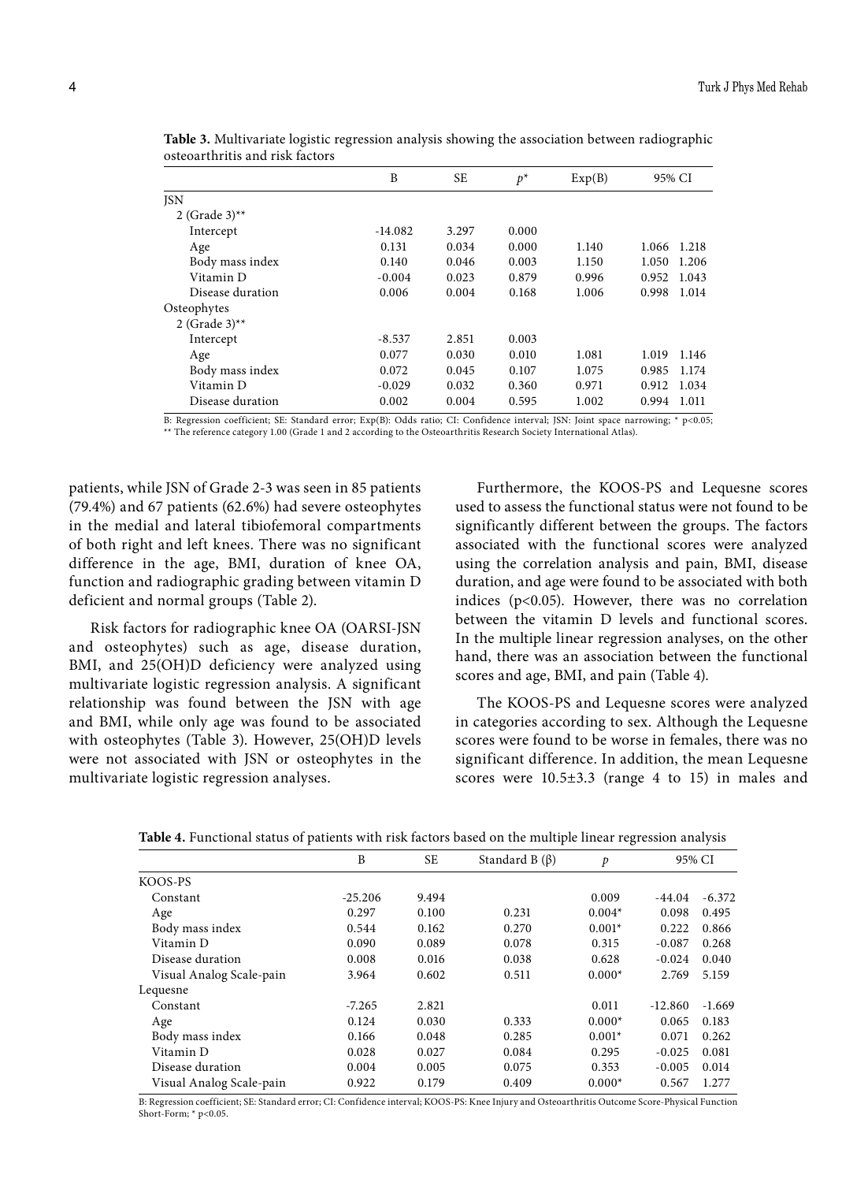**Table 3.** Multivariate logistic regression analysis showing the association between radiographic osteoarthritis and risk factors

| | B | SE | $p$* | Exp(B) | 95% CI | |
|---|---|---|---|---|---|---|
| JSN | | | | | | |
| 2 (Grade 3)** | | | | | | |
| Intercept | -14.082 | 3.297 | 0.000 | | | |
| Age | 0.131 | 0.034 | 0.000 | 1.140 | 1.066 | 1.218 |
| Body mass index | 0.140 | 0.046 | 0.003 | 1.150 | 1.050 | 1.206 |
| Vitamin D | -0.004 | 0.023 | 0.879 | 0.996 | 0.952 | 1.043 |
| Disease duration | 0.006 | 0.004 | 0.168 | 1.006 | 0.998 | 1.014 |
| Osteophytes | | | | | | |
| 2 (Grade 3)** | | | | | | |
| Intercept | -8.537 | 2.851 | 0.003 | | | |
| Age | 0.077 | 0.030 | 0.010 | 1.081 | 1.019 | 1.146 |
| Body mass index | 0.072 | 0.045 | 0.107 | 1.075 | 0.985 | 1.174 |
| Vitamin D | -0.029 | 0.032 | 0.360 | 0.971 | 0.912 | 1.034 |
| Disease duration | 0.002 | 0.004 | 0.595 | 1.002 | 0.994 | 1.011 |

B: Regression coefficient; SE: Standard error; Exp(B): Odds ratio; CI: Confidence interval; JSN: Joint space narrowing; * p<0.05; ** The reference category 1.00 (Grade 1 and 2 according to the Osteoarthritis Research Society International Atlas).

patients, while JSN of Grade 2-3 was seen in 85 patients (79.4%) and 67 patients (62.6%) had severe osteophytes in the medial and lateral tibiofemoral compartments of both right and left knees. There was no significant difference in the age, BMI, duration of knee OA, function and radiographic grading between vitamin D deficient and normal groups (Table 2).

Risk factors for radiographic knee OA (OARSI-JSN and osteophytes) such as age, disease duration, BMI, and 25(OH)D deficiency were analyzed using multivariate logistic regression analysis. A significant relationship was found between the JSN with age and BMI, while only age was found to be associated with osteophytes (Table 3). However, 25(OH)D levels were not associated with JSN or osteophytes in the multivariate logistic regression analyses.

Furthermore, the KOOS-PS and Lequesne scores used to assess the functional status were not found to be significantly different between the groups. The factors associated with the functional scores were analyzed using the correlation analysis and pain, BMI, disease duration, and age were found to be associated with both indices ($p<0.05$). However, there was no correlation between the vitamin D levels and functional scores. In the multiple linear regression analyses, on the other hand, there was an association between the functional scores and age, BMI, and pain (Table 4).

The KOOS-PS and Lequesne scores were analyzed in categories according to sex. Although the Lequesne scores were found to be worse in females, there was no significant difference. In addition, the mean Lequesne scores were 10.5±3.3 (range 4 to 15) in males and

**Table 4.** Functional status of patients with risk factors based on the multiple linear regression analysis

| | B | SE | Standard B (β) | $p$ | 95% CI | |
|---|---|---|---|---|---|---|
| KOOS-PS | | | | | | |
| Constant | -25.206 | 9.494 | | 0.009 | -44.04 | -6.372 |
| Age | 0.297 | 0.100 | 0.231 | 0.004* | 0.098 | 0.495 |
| Body mass index | 0.544 | 0.162 | 0.270 | 0.001* | 0.222 | 0.866 |
| Vitamin D | 0.090 | 0.089 | 0.078 | 0.315 | -0.087 | 0.268 |
| Disease duration | 0.008 | 0.016 | 0.038 | 0.628 | -0.024 | 0.040 |
| Visual Analog Scale-pain | 3.964 | 0.602 | 0.511 | 0.000* | 2.769 | 5.159 |
| Lequesne | | | | | | |
| Constant | -7.265 | 2.821 | | 0.011 | -12.860 | -1.669 |
| Age | 0.124 | 0.030 | 0.333 | 0.000* | 0.065 | 0.183 |
| Body mass index | 0.166 | 0.048 | 0.285 | 0.001* | 0.071 | 0.262 |
| Vitamin D | 0.028 | 0.027 | 0.084 | 0.295 | -0.025 | 0.081 |
| Disease duration | 0.004 | 0.005 | 0.075 | 0.353 | -0.005 | 0.014 |
| Visual Analog Scale-pain | 0.922 | 0.179 | 0.409 | 0.000* | 0.567 | 1.277 |

B: Regression coefficient; SE: Standard error; CI: Confidence interval; KOOS-PS: Knee Injury and Osteoarthritis Outcome Score-Physical Function Short-Form; * p<0.05.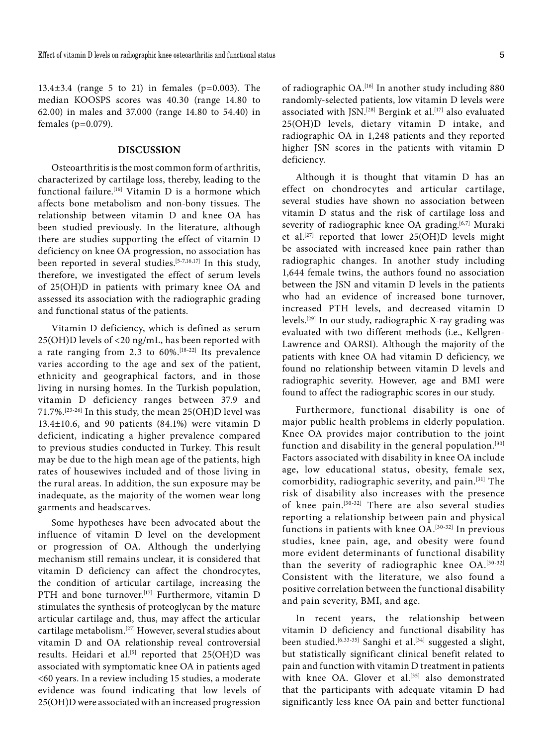13.4±3.4 (range 5 to 21) in females (p=0.003). The median KOOSPS scores was 40.30 (range 14.80 to 62.00) in males and 37.000 (range 14.80 to 54.40) in females (p=0.079).

## DISCUSSION

Osteoarthritis is the most common form of arthritis, characterized by cartilage loss, thereby, leading to the functional failure.[16] Vitamin D is a hormone which affects bone metabolism and non-bony tissues. The relationship between vitamin D and knee OA has been studied previously. In the literature, although there are studies supporting the effect of vitamin D deficiency on knee OA progression, no association has been reported in several studies.[5-7,16,17] In this study, therefore, we investigated the effect of serum levels of 25(OH)D in patients with primary knee OA and assessed its association with the radiographic grading and functional status of the patients.

Vitamin D deficiency, which is defined as serum 25(OH)D levels of <20 ng/mL, has been reported with a rate ranging from 2.3 to 60%.[18-22] Its prevalence varies according to the age and sex of the patient, ethnicity and geographical factors, and in those living in nursing homes. In the Turkish population, vitamin D deficiency ranges between 37.9 and 71.7%.[23-26] In this study, the mean 25(OH)D level was 13.4±10.6, and 90 patients (84.1%) were vitamin D deficient, indicating a higher prevalence compared to previous studies conducted in Turkey. This result may be due to the high mean age of the patients, high rates of housewives included and of those living in the rural areas. In addition, the sun exposure may be inadequate, as the majority of the women wear long garments and headscarves.

Some hypotheses have been advocated about the influence of vitamin D level on the development or progression of OA. Although the underlying mechanism still remains unclear, it is considered that vitamin D deficiency can affect the chondrocytes, the condition of articular cartilage, increasing the PTH and bone turnover.[17] Furthermore, vitamin D stimulates the synthesis of proteoglycan by the mature articular cartilage and, thus, may affect the articular cartilage metabolism.[27] However, several studies about vitamin D and OA relationship reveal controversial results. Heidari et al.[5] reported that 25(OH)D was associated with symptomatic knee OA in patients aged <60 years. In a review including 15 studies, a moderate evidence was found indicating that low levels of 25(OH)D were associated with an increased progression of radiographic OA.[16] In another study including 880 randomly-selected patients, low vitamin D levels were associated with JSN.[28] Bergink et al.[17] also evaluated 25(OH)D levels, dietary vitamin D intake, and radiographic OA in 1,248 patients and they reported higher JSN scores in the patients with vitamin D deficiency.

Although it is thought that vitamin D has an effect on chondrocytes and articular cartilage, several studies have shown no association between vitamin D status and the risk of cartilage loss and severity of radiographic knee OA grading.[6,7] Muraki et al.[27] reported that lower 25(OH)D levels might be associated with increased knee pain rather than radiographic changes. In another study including 1,644 female twins, the authors found no association between the JSN and vitamin D levels in the patients who had an evidence of increased bone turnover, increased PTH levels, and decreased vitamin D levels.[29] In our study, radiographic X-ray grading was evaluated with two different methods (i.e., Kellgren-Lawrence and OARSI). Although the majority of the patients with knee OA had vitamin D deficiency, we found no relationship between vitamin D levels and radiographic severity. However, age and BMI were found to affect the radiographic scores in our study.

Furthermore, functional disability is one of major public health problems in elderly population. Knee OA provides major contribution to the joint function and disability in the general population.[30] Factors associated with disability in knee OA include age, low educational status, obesity, female sex, comorbidity, radiographic severity, and pain.[31] The risk of disability also increases with the presence of knee pain.[30-32] There are also several studies reporting a relationship between pain and physical functions in patients with knee OA.[30-32] In previous studies, knee pain, age, and obesity were found more evident determinants of functional disability than the severity of radiographic knee OA.[30-32] Consistent with the literature, we also found a positive correlation between the functional disability and pain severity, BMI, and age.

In recent years, the relationship between vitamin D deficiency and functional disability has been studied.[6,33-35] Sanghi et al.[34] suggested a slight, but statistically significant clinical benefit related to pain and function with vitamin D treatment in patients with knee OA. Glover et al.[35] also demonstrated that the participants with adequate vitamin D had significantly less knee OA pain and better functional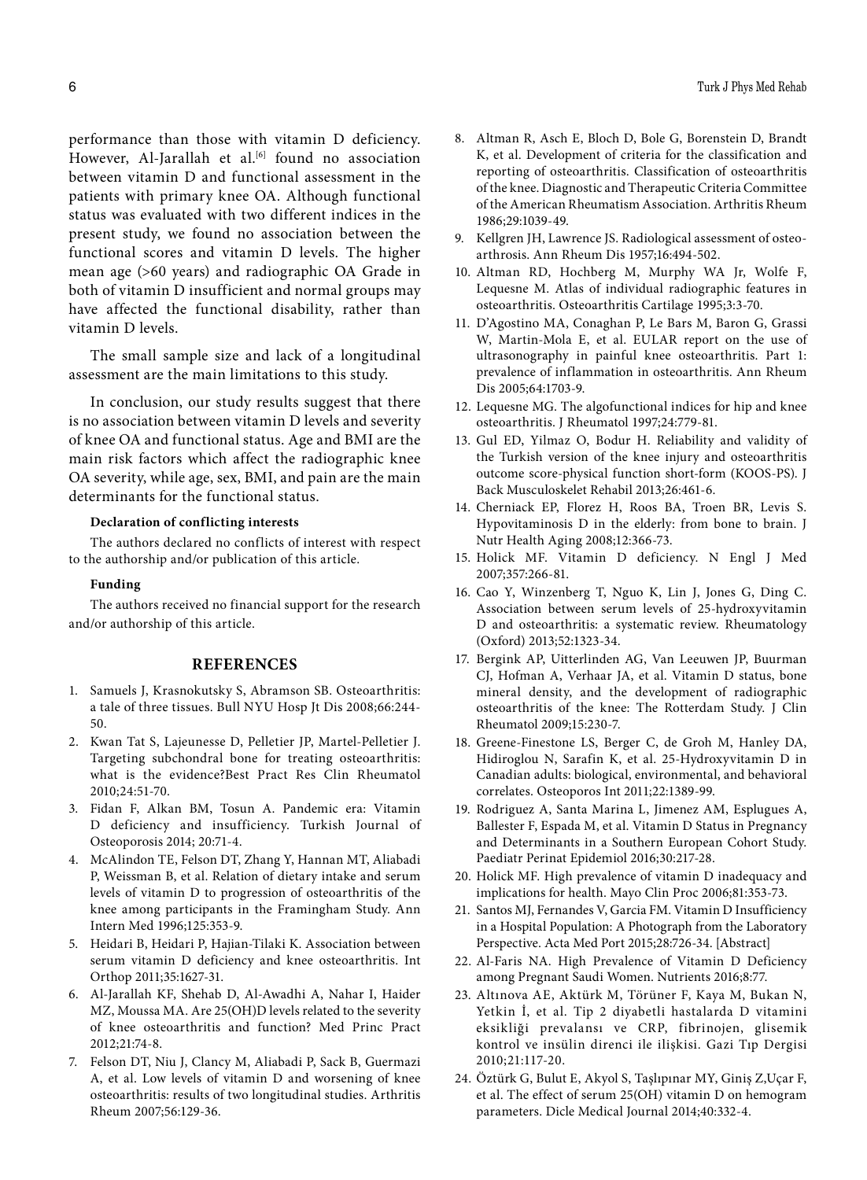performance than those with vitamin D deficiency. However, Al-Jarallah et al.[6] found no association between vitamin D and functional assessment in the patients with primary knee OA. Although functional status was evaluated with two different indices in the present study, we found no association between the functional scores and vitamin D levels. The higher mean age (>60 years) and radiographic OA Grade in both of vitamin D insufficient and normal groups may have affected the functional disability, rather than vitamin D levels.

The small sample size and lack of a longitudinal assessment are the main limitations to this study.

In conclusion, our study results suggest that there is no association between vitamin D levels and severity of knee OA and functional status. Age and BMI are the main risk factors which affect the radiographic knee OA severity, while age, sex, BMI, and pain are the main determinants for the functional status.

**Declaration of conflicting interests**

The authors declared no conflicts of interest with respect to the authorship and/or publication of this article.

**Funding**

The authors received no financial support for the research and/or authorship of this article.

## REFERENCES

1. Samuels J, Krasnokutsky S, Abramson SB. Osteoarthritis: a tale of three tissues. Bull NYU Hosp Jt Dis 2008;66:244-50.
2. Kwan Tat S, Lajeunesse D, Pelletier JP, Martel-Pelletier J. Targeting subchondral bone for treating osteoarthritis: what is the evidence?Best Pract Res Clin Rheumatol 2010;24:51-70.
3. Fidan F, Alkan BM, Tosun A. Pandemic era: Vitamin D deficiency and insufficiency. Turkish Journal of Osteoporosis 2014; 20:71-4.
4. McAlindon TE, Felson DT, Zhang Y, Hannan MT, Aliabadi P, Weissman B, et al. Relation of dietary intake and serum levels of vitamin D to progression of osteoarthritis of the knee among participants in the Framingham Study. Ann Intern Med 1996;125:353-9.
5. Heidari B, Heidari P, Hajian-Tilaki K. Association between serum vitamin D deficiency and knee osteoarthritis. Int Orthop 2011;35:1627-31.
6. Al-Jarallah KF, Shehab D, Al-Awadhi A, Nahar I, Haider MZ, Moussa MA. Are 25(OH)D levels related to the severity of knee osteoarthritis and function? Med Princ Pract 2012;21:74-8.
7. Felson DT, Niu J, Clancy M, Aliabadi P, Sack B, Guermazi A, et al. Low levels of vitamin D and worsening of knee osteoarthritis: results of two longitudinal studies. Arthritis Rheum 2007;56:129-36.
8. Altman R, Asch E, Bloch D, Bole G, Borenstein D, Brandt K, et al. Development of criteria for the classification and reporting of osteoarthritis. Classification of osteoarthritis of the knee. Diagnostic and Therapeutic Criteria Committee of the American Rheumatism Association. Arthritis Rheum 1986;29:1039-49.
9. Kellgren JH, Lawrence JS. Radiological assessment of osteoarthrosis. Ann Rheum Dis 1957;16:494-502.
10. Altman RD, Hochberg M, Murphy WA Jr, Wolfe F, Lequesne M. Atlas of individual radiographic features in osteoarthritis. Osteoarthritis Cartilage 1995;3:3-70.
11. D'Agostino MA, Conaghan P, Le Bars M, Baron G, Grassi W, Martin-Mola E, et al. EULAR report on the use of ultrasonography in painful knee osteoarthritis. Part 1: prevalence of inflammation in osteoarthritis. Ann Rheum Dis 2005;64:1703-9.
12. Lequesne MG. The algofunctional indices for hip and knee osteoarthritis. J Rheumatol 1997;24:779-81.
13. Gul ED, Yilmaz O, Bodur H. Reliability and validity of the Turkish version of the knee injury and osteoarthritis outcome score-physical function short-form (KOOS-PS). J Back Musculoskelet Rehabil 2013;26:461-6.
14. Cherniack EP, Florez H, Roos BA, Troen BR, Levis S. Hypovitaminosis D in the elderly: from bone to brain. J Nutr Health Aging 2008;12:366-73.
15. Holick MF. Vitamin D deficiency. N Engl J Med 2007;357:266-81.
16. Cao Y, Winzenberg T, Nguo K, Lin J, Jones G, Ding C. Association between serum levels of 25-hydroxyvitamin D and osteoarthritis: a systematic review. Rheumatology (Oxford) 2013;52:1323-34.
17. Bergink AP, Uitterlinden AG, Van Leeuwen JP, Buurman CJ, Hofman A, Verhaar JA, et al. Vitamin D status, bone mineral density, and the development of radiographic osteoarthritis of the knee: The Rotterdam Study. J Clin Rheumatol 2009;15:230-7.
18. Greene-Finestone LS, Berger C, de Groh M, Hanley DA, Hidiroglou N, Sarafin K, et al. 25-Hydroxyvitamin D in Canadian adults: biological, environmental, and behavioral correlates. Osteoporos Int 2011;22:1389-99.
19. Rodriguez A, Santa Marina L, Jimenez AM, Esplugues A, Ballester F, Espada M, et al. Vitamin D Status in Pregnancy and Determinants in a Southern European Cohort Study. Paediatr Perinat Epidemiol 2016;30:217-28.
20. Holick MF. High prevalence of vitamin D inadequacy and implications for health. Mayo Clin Proc 2006;81:353-73.
21. Santos MJ, Fernandes V, Garcia FM. Vitamin D Insufficiency in a Hospital Population: A Photograph from the Laboratory Perspective. Acta Med Port 2015;28:726-34. [Abstract]
22. Al-Faris NA. High Prevalence of Vitamin D Deficiency among Pregnant Saudi Women. Nutrients 2016;8:77.
23. Altınova AE, Aktürk M, Törüner F, Kaya M, Bukan N, Yetkin İ, et al. Tip 2 diyabetli hastalarda D vitamini eksikliği prevalansı ve CRP, fibrinojen, glisemik kontrol ve insülin direnci ile ilişkisi. Gazi Tıp Dergisi 2010;21:117-20.
24. Öztürk G, Bulut E, Akyol S, Taşlıpınar MY, Giniş Z,Uçar F, et al. The effect of serum 25(OH) vitamin D on hemogram parameters. Dicle Medical Journal 2014;40:332-4.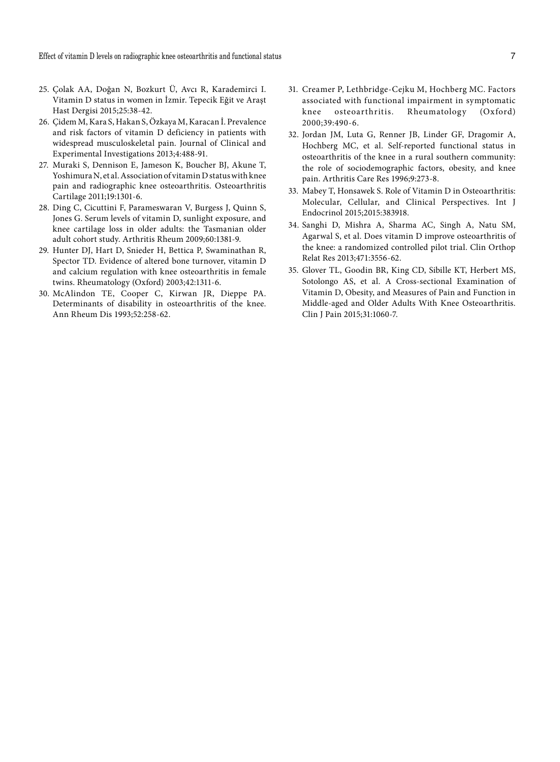25. Çolak AA, Doğan N, Bozkurt Ü, Avcı R, Karademirci I. Vitamin D status in women in İzmir. Tepecik Eğit ve Araşt Hast Dergisi 2015;25:38-42.
26. Çidem M, Kara S, Hakan S, Özkaya M, Karacan İ. Prevalence and risk factors of vitamin D deficiency in patients with widespread musculoskeletal pain. Journal of Clinical and Experimental Investigations 2013;4:488-91.
27. Muraki S, Dennison E, Jameson K, Boucher BJ, Akune T, Yoshimura N, et al. Association of vitamin D status with knee pain and radiographic knee osteoarthritis. Osteoarthritis Cartilage 2011;19:1301-6.
28. Ding C, Cicuttini F, Parameswaran V, Burgess J, Quinn S, Jones G. Serum levels of vitamin D, sunlight exposure, and knee cartilage loss in older adults: the Tasmanian older adult cohort study. Arthritis Rheum 2009;60:1381-9.
29. Hunter DJ, Hart D, Snieder H, Bettica P, Swaminathan R, Spector TD. Evidence of altered bone turnover, vitamin D and calcium regulation with knee osteoarthritis in female twins. Rheumatology (Oxford) 2003;42:1311-6.
30. McAlindon TE, Cooper C, Kirwan JR, Dieppe PA. Determinants of disability in osteoarthritis of the knee. Ann Rheum Dis 1993;52:258-62.
31. Creamer P, Lethbridge-Cejku M, Hochberg MC. Factors associated with functional impairment in symptomatic knee osteoarthritis. Rheumatology (Oxford) 2000;39:490-6.
32. Jordan JM, Luta G, Renner JB, Linder GF, Dragomir A, Hochberg MC, et al. Self-reported functional status in osteoarthritis of the knee in a rural southern community: the role of sociodemographic factors, obesity, and knee pain. Arthritis Care Res 1996;9:273-8.
33. Mabey T, Honsawek S. Role of Vitamin D in Osteoarthritis: Molecular, Cellular, and Clinical Perspectives. Int J Endocrinol 2015;2015:383918.
34. Sanghi D, Mishra A, Sharma AC, Singh A, Natu SM, Agarwal S, et al. Does vitamin D improve osteoarthritis of the knee: a randomized controlled pilot trial. Clin Orthop Relat Res 2013;471:3556-62.
35. Glover TL, Goodin BR, King CD, Sibille KT, Herbert MS, Sotolongo AS, et al. A Cross-sectional Examination of Vitamin D, Obesity, and Measures of Pain and Function in Middle-aged and Older Adults With Knee Osteoarthritis. Clin J Pain 2015;31:1060-7.